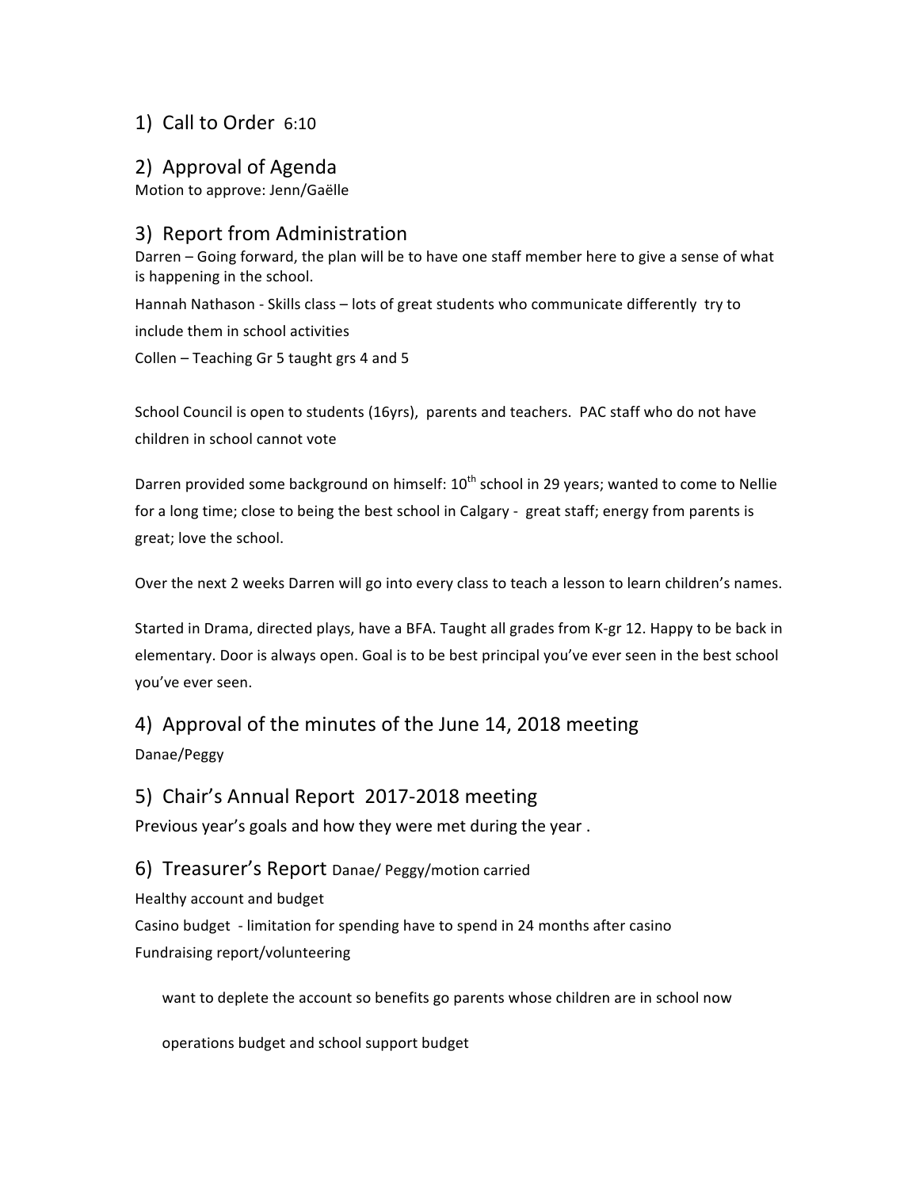## 1) Call to Order 6:10

## 2) Approval of Agenda

Motion to approve: Jenn/Gaëlle

## 3) Report from Administration

Darren – Going forward, the plan will be to have one staff member here to give a sense of what is happening in the school.

Hannah Nathason - Skills class – lots of great students who communicate differently try to include them in school activities

Collen – Teaching Gr 5 taught grs 4 and 5

School Council is open to students (16yrs), parents and teachers. PAC staff who do not have children in school cannot vote

Darren provided some background on himself: 10th school in 29 years; wanted to come to Nellie for a long time; close to being the best school in Calgary - great staff; energy from parents is great; love the school.

Over the next 2 weeks Darren will go into every class to teach a lesson to learn children's names.

Started in Drama, directed plays, have a BFA. Taught all grades from K-gr 12. Happy to be back in elementary. Door is always open. Goal is to be best principal you've ever seen in the best school you've ever seen.

## 4) Approval of the minutes of the June 14, 2018 meeting

Danae/Peggy

## 5) Chair's Annual Report 2017-2018 meeting

Previous year's goals and how they were met during the year .

## 6) Treasurer's Report Danae/ Peggy/motion carried

Healthy account and budget

Casino budget - limitation for spending have to spend in 24 months after casino

Fundraising report/volunteering

want to deplete the account so benefits go parents whose children are in school now

operations budget and school support budget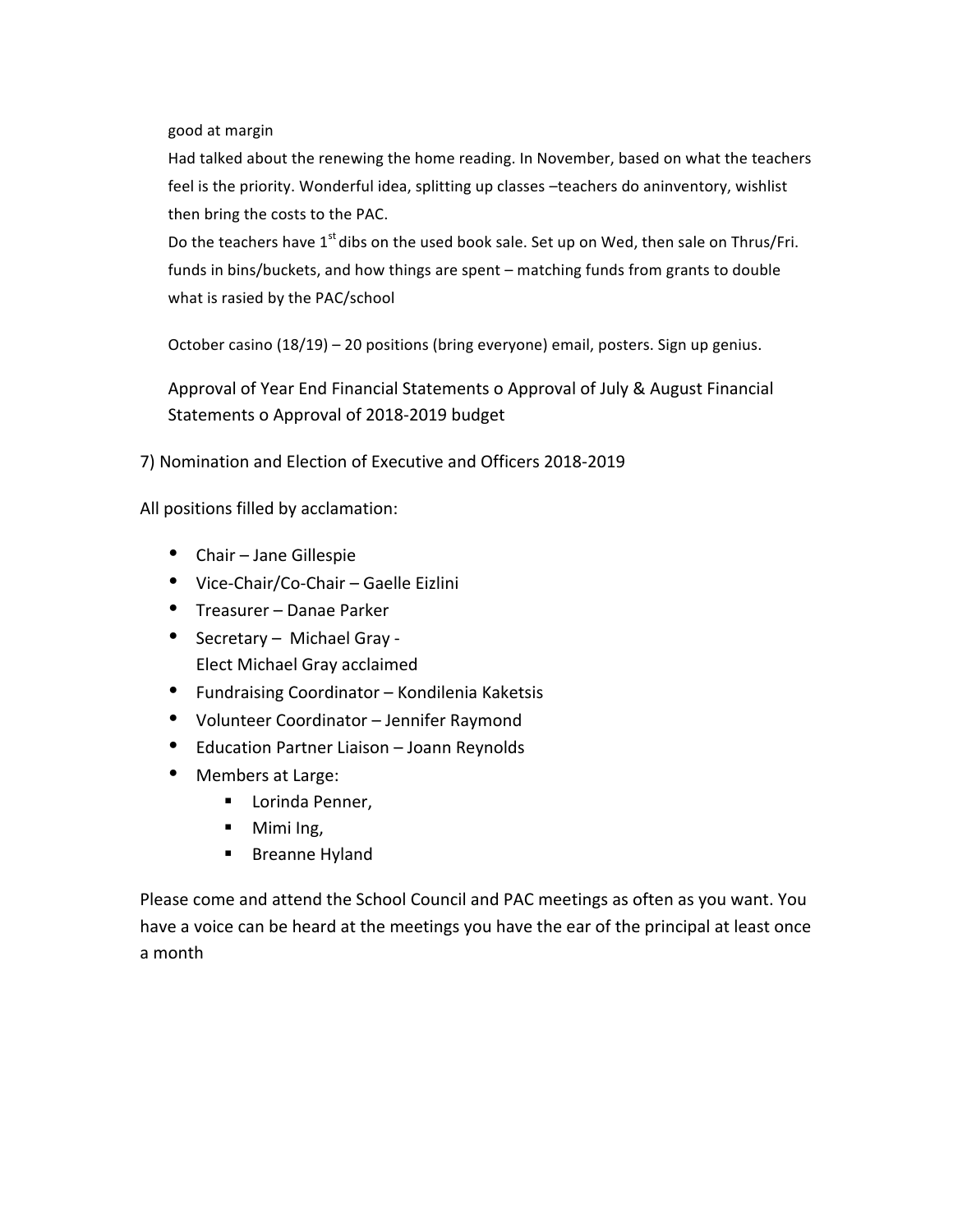good at margin

Had talked about the renewing the home reading. In November, based on what the teachers feel is the priority. Wonderful idea, splitting up classes –teachers do aninventory, wishlist then bring the costs to the PAC.

Do the teachers have 1st dibs on the used book sale. Set up on Wed, then sale on Thrus/Fri. funds in bins/buckets, and how things are spent – matching funds from grants to double what is rasied by the PAC/school

October casino (18/19) – 20 positions (bring everyone) email, posters. Sign up genius.

Approval of Year End Financial Statements o Approval of July & August Financial Statements o Approval of 2018-2019 budget

7) Nomination and Election of Executive and Officers 2018-2019

All positions filled by acclamation:

- Chair – Jane Gillespie
- Vice-Chair/Co-Chair – Gaelle Eizlini
- Treasurer – Danae Parker
- Secretary – Michael Gray -
  Elect Michael Gray acclaimed
- Fundraising Coordinator – Kondilenia Kaketsis
- Volunteer Coordinator – Jennifer Raymond
- Education Partner Liaison – Joann Reynolds
- Members at Large:
  - Lorinda Penner,
  - Mimi Ing,
  - Breanne Hyland

Please come and attend the School Council and PAC meetings as often as you want. You have a voice can be heard at the meetings you have the ear of the principal at least once a month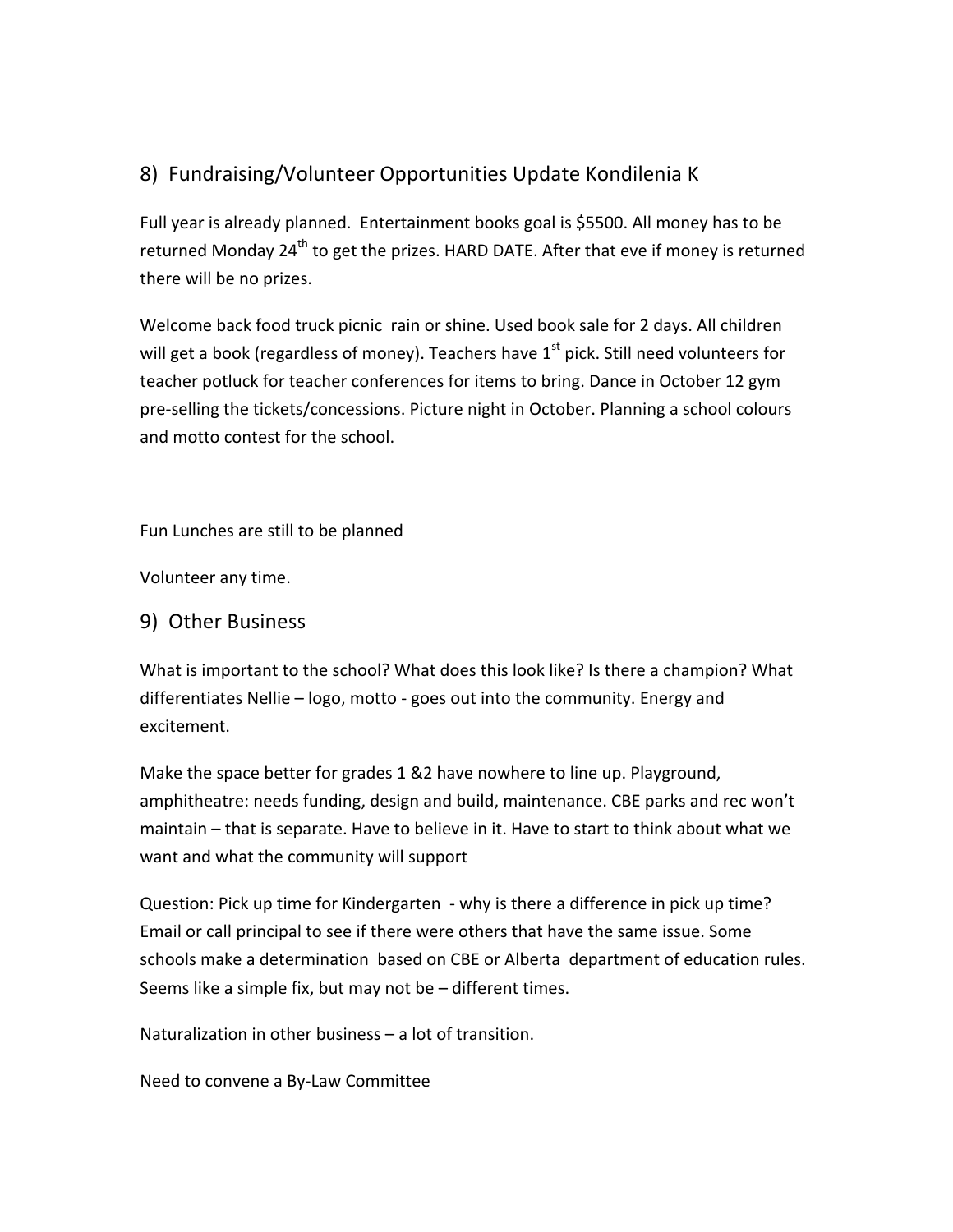## 8) Fundraising/Volunteer Opportunities Update Kondilenia K

Full year is already planned. Entertainment books goal is $5500. All money has to be returned Monday 24th to get the prizes. HARD DATE. After that eve if money is returned there will be no prizes.

Welcome back food truck picnic rain or shine. Used book sale for 2 days. All children will get a book (regardless of money). Teachers have 1st pick. Still need volunteers for teacher potluck for teacher conferences for items to bring. Dance in October 12 gym pre-selling the tickets/concessions. Picture night in October. Planning a school colours and motto contest for the school.

Fun Lunches are still to be planned

Volunteer any time.

## 9) Other Business

What is important to the school? What does this look like? Is there a champion? What differentiates Nellie – logo, motto - goes out into the community. Energy and excitement.

Make the space better for grades 1 &2 have nowhere to line up. Playground, amphitheatre: needs funding, design and build, maintenance. CBE parks and rec won't maintain – that is separate. Have to believe in it. Have to start to think about what we want and what the community will support

Question: Pick up time for Kindergarten - why is there a difference in pick up time? Email or call principal to see if there were others that have the same issue. Some schools make a determination based on CBE or Alberta department of education rules. Seems like a simple fix, but may not be – different times.

Naturalization in other business – a lot of transition.

Need to convene a By-Law Committee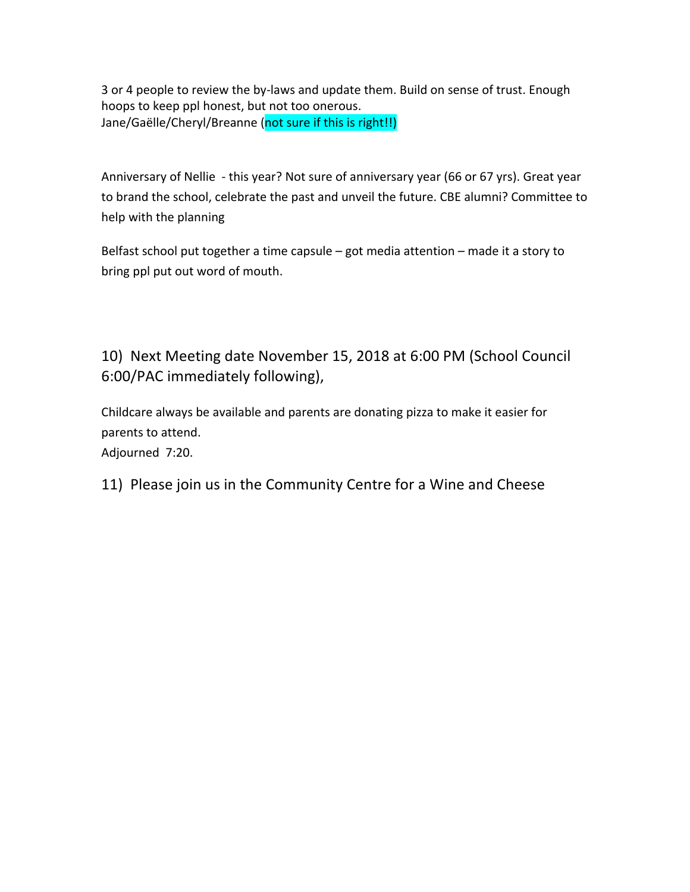3 or 4 people to review the by-laws and update them. Build on sense of trust. Enough hoops to keep ppl honest, but not too onerous.
Jane/Gaëlle/Cheryl/Breanne (not sure if this is right!!)

Anniversary of Nellie - this year? Not sure of anniversary year (66 or 67 yrs). Great year to brand the school, celebrate the past and unveil the future. CBE alumni? Committee to help with the planning

Belfast school put together a time capsule – got media attention – made it a story to bring ppl put out word of mouth.

10) Next Meeting date November 15, 2018 at 6:00 PM (School Council 6:00/PAC immediately following),

Childcare always be available and parents are donating pizza to make it easier for parents to attend.
Adjourned 7:20.

11) Please join us in the Community Centre for a Wine and Cheese